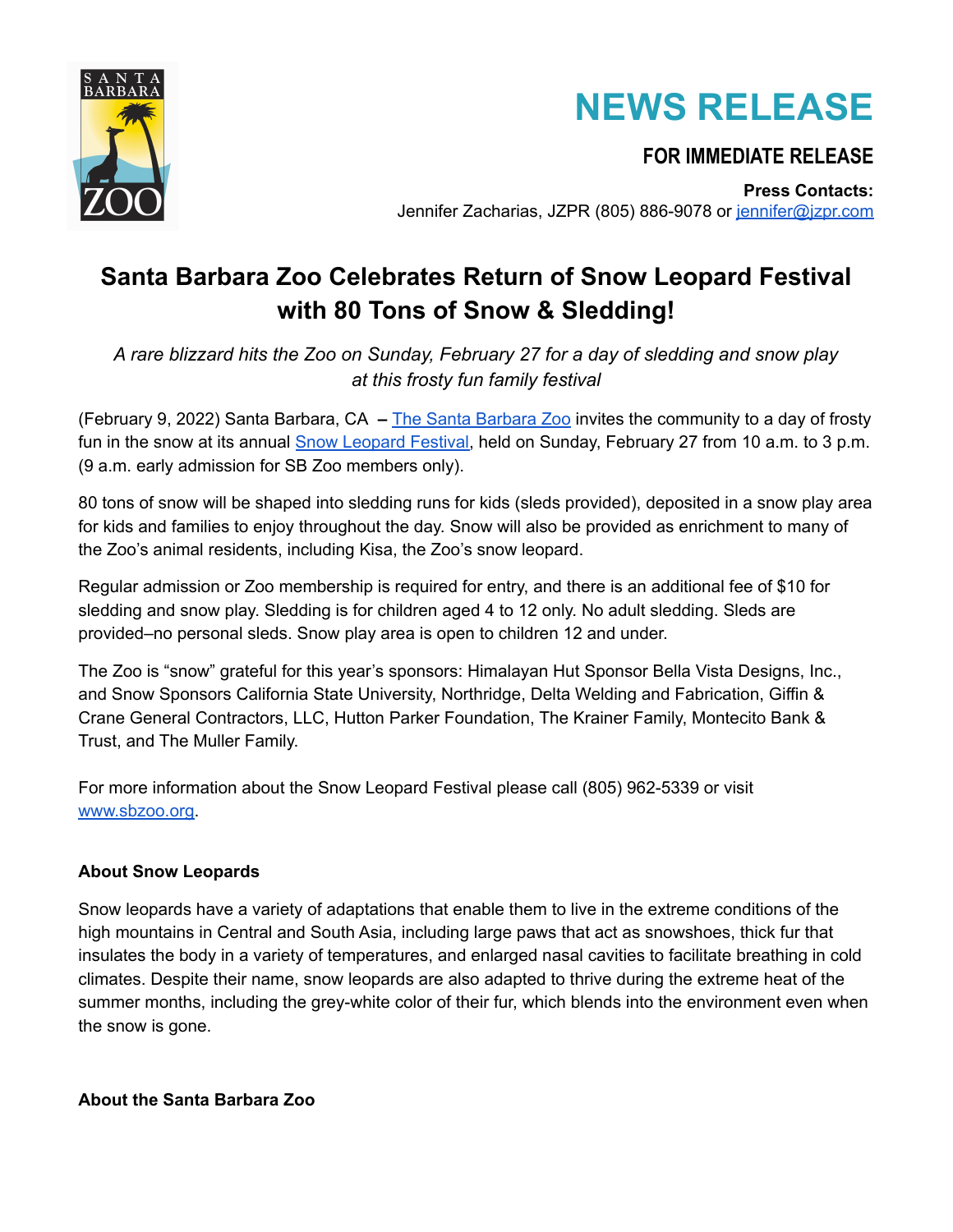# NEWS RELEASE

**FOR IMMEDIATE RELEASE**

**Press Contacts:**
Jennifer Zacharias, JZPR (805) 886-9078 or [jennifer@jzpr.com](mailto:jennifer@jzpr.com)

## Santa Barbara Zoo Celebrates Return of Snow Leopard Festival with 80 Tons of Snow & Sledding!

*A rare blizzard hits the Zoo on Sunday, February 27 for a day of sledding and snow play at this frosty fun family festival*

(February 9, 2022) Santa Barbara, CA **–** [The Santa Barbara Zoo](https://www.sbzoo.org) invites the community to a day of frosty fun in the snow at its annual [Snow Leopard Festival](https://www.sbzoo.org), held on Sunday, February 27 from 10 a.m. to 3 p.m. (9 a.m. early admission for SB Zoo members only).

80 tons of snow will be shaped into sledding runs for kids (sleds provided), deposited in a snow play area for kids and families to enjoy throughout the day. Snow will also be provided as enrichment to many of the Zoo's animal residents, including Kisa, the Zoo's snow leopard.

Regular admission or Zoo membership is required for entry, and there is an additional fee of $10 for sledding and snow play. Sledding is for children aged 4 to 12 only. No adult sledding. Sleds are provided–no personal sleds. Snow play area is open to children 12 and under.

The Zoo is "snow" grateful for this year's sponsors: Himalayan Hut Sponsor Bella Vista Designs, Inc., and Snow Sponsors California State University, Northridge, Delta Welding and Fabrication, Giffin & Crane General Contractors, LLC, Hutton Parker Foundation, The Krainer Family, Montecito Bank & Trust, and The Muller Family.

For more information about the Snow Leopard Festival please call (805) 962-5339 or visit [www.sbzoo.org](https://www.sbzoo.org).

### About Snow Leopards

Snow leopards have a variety of adaptations that enable them to live in the extreme conditions of the high mountains in Central and South Asia, including large paws that act as snowshoes, thick fur that insulates the body in a variety of temperatures, and enlarged nasal cavities to facilitate breathing in cold climates. Despite their name, snow leopards are also adapted to thrive during the extreme heat of the summer months, including the grey-white color of their fur, which blends into the environment even when the snow is gone.

### About the Santa Barbara Zoo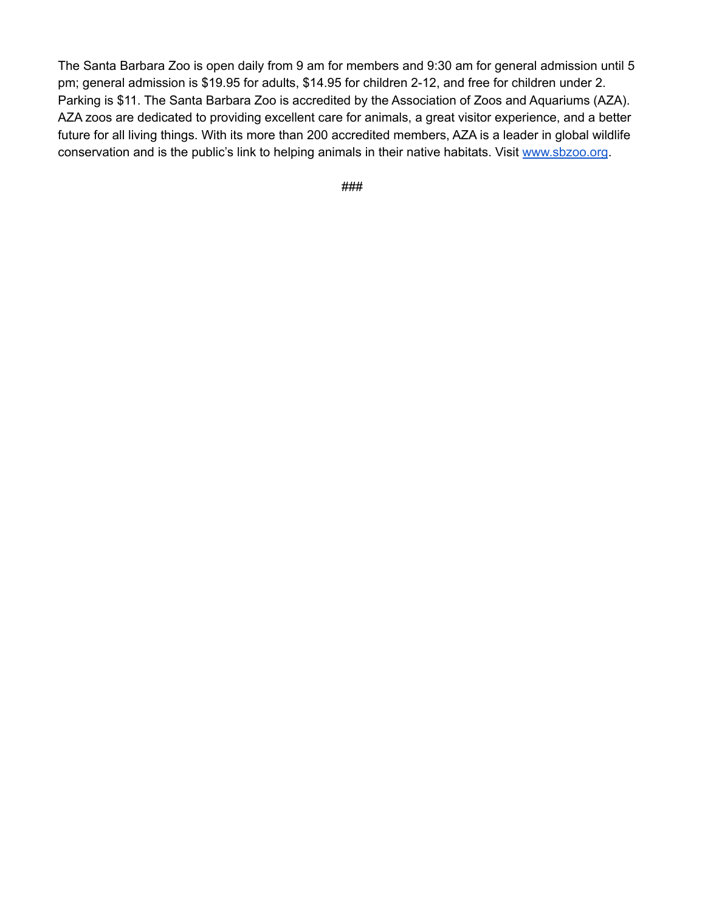The Santa Barbara Zoo is open daily from 9 am for members and 9:30 am for general admission until 5 pm; general admission is $19.95 for adults, $14.95 for children 2-12, and free for children under 2. Parking is $11. The Santa Barbara Zoo is accredited by the Association of Zoos and Aquariums (AZA). AZA zoos are dedicated to providing excellent care for animals, a great visitor experience, and a better future for all living things. With its more than 200 accredited members, AZA is a leader in global wildlife conservation and is the public's link to helping animals in their native habitats. Visit [www.sbzoo.org](http://www.sbzoo.org).

###